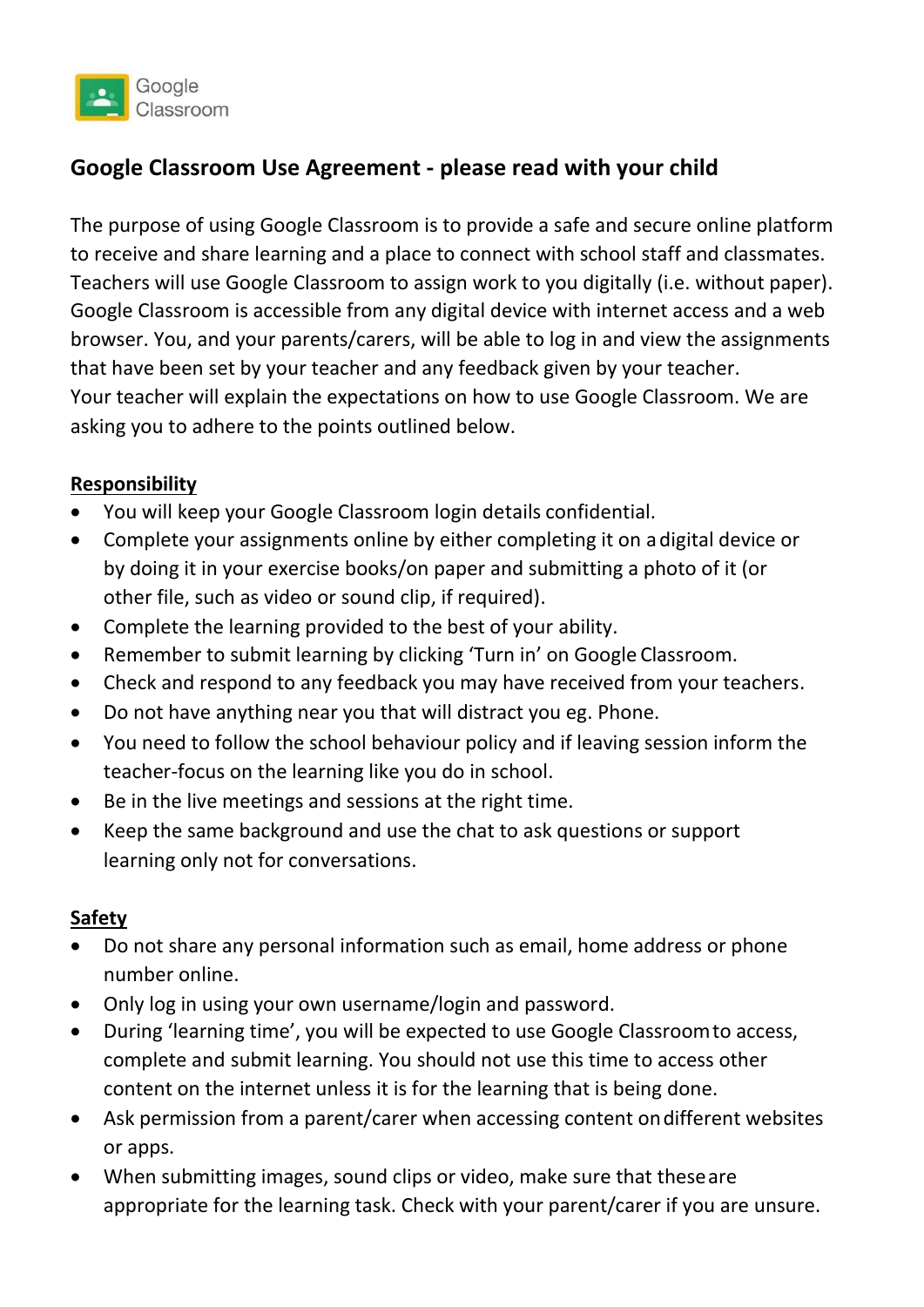Google Classroom

## Google Classroom Use Agreement - please read with your child

The purpose of using Google Classroom is to provide a safe and secure online platform to receive and share learning and a place to connect with school staff and classmates. Teachers will use Google Classroom to assign work to you digitally (i.e. without paper). Google Classroom is accessible from any digital device with internet access and a web browser. You, and your parents/carers, will be able to log in and view the assignments that have been set by your teacher and any feedback given by your teacher.
Your teacher will explain the expectations on how to use Google Classroom. We are asking you to adhere to the points outlined below.

### Responsibility

- You will keep your Google Classroom login details confidential.
- Complete your assignments online by either completing it on a digital device or by doing it in your exercise books/on paper and submitting a photo of it (or other file, such as video or sound clip, if required).
- Complete the learning provided to the best of your ability.
- Remember to submit learning by clicking 'Turn in' on Google Classroom.
- Check and respond to any feedback you may have received from your teachers.
- Do not have anything near you that will distract you eg. Phone.
- You need to follow the school behaviour policy and if leaving session inform the teacher-focus on the learning like you do in school.
- Be in the live meetings and sessions at the right time.
- Keep the same background and use the chat to ask questions or support learning only not for conversations.

### Safety

- Do not share any personal information such as email, home address or phone number online.
- Only log in using your own username/login and password.
- During 'learning time', you will be expected to use Google Classroom to access, complete and submit learning. You should not use this time to access other content on the internet unless it is for the learning that is being done.
- Ask permission from a parent/carer when accessing content on different websites or apps.
- When submitting images, sound clips or video, make sure that these are appropriate for the learning task. Check with your parent/carer if you are unsure.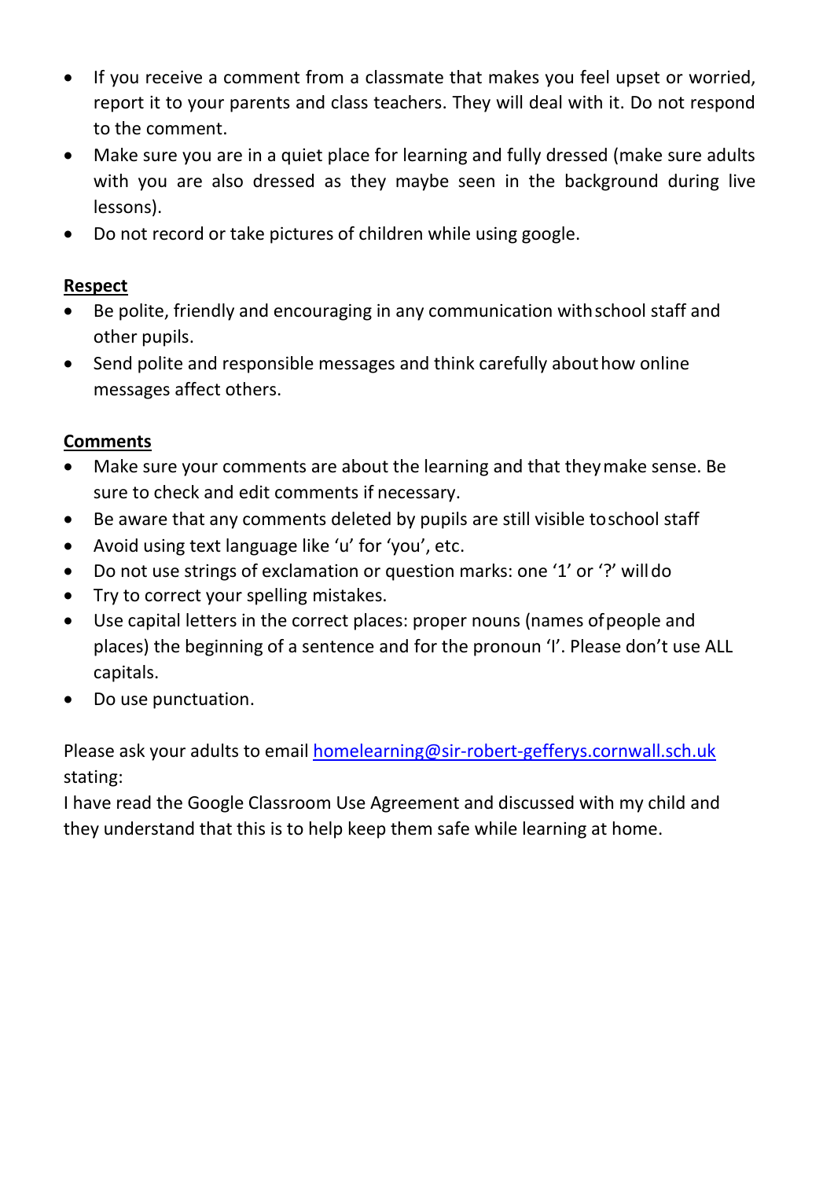- If you receive a comment from a classmate that makes you feel upset or worried, report it to your parents and class teachers. They will deal with it. Do not respond to the comment.
- Make sure you are in a quiet place for learning and fully dressed (make sure adults with you are also dressed as they maybe seen in the background during live lessons).
- Do not record or take pictures of children while using google.

**Respect**

- Be polite, friendly and encouraging in any communication with school staff and other pupils.
- Send polite and responsible messages and think carefully about how online messages affect others.

**Comments**

- Make sure your comments are about the learning and that they make sense. Be sure to check and edit comments if necessary.
- Be aware that any comments deleted by pupils are still visible to school staff
- Avoid using text language like 'u' for 'you', etc.
- Do not use strings of exclamation or question marks: one '1' or '?' will do
- Try to correct your spelling mistakes.
- Use capital letters in the correct places: proper nouns (names of people and places) the beginning of a sentence and for the pronoun 'I'. Please don't use ALL capitals.
- Do use punctuation.

Please ask your adults to email homelearning@sir-robert-gefferys.cornwall.sch.uk stating:
I have read the Google Classroom Use Agreement and discussed with my child and they understand that this is to help keep them safe while learning at home.